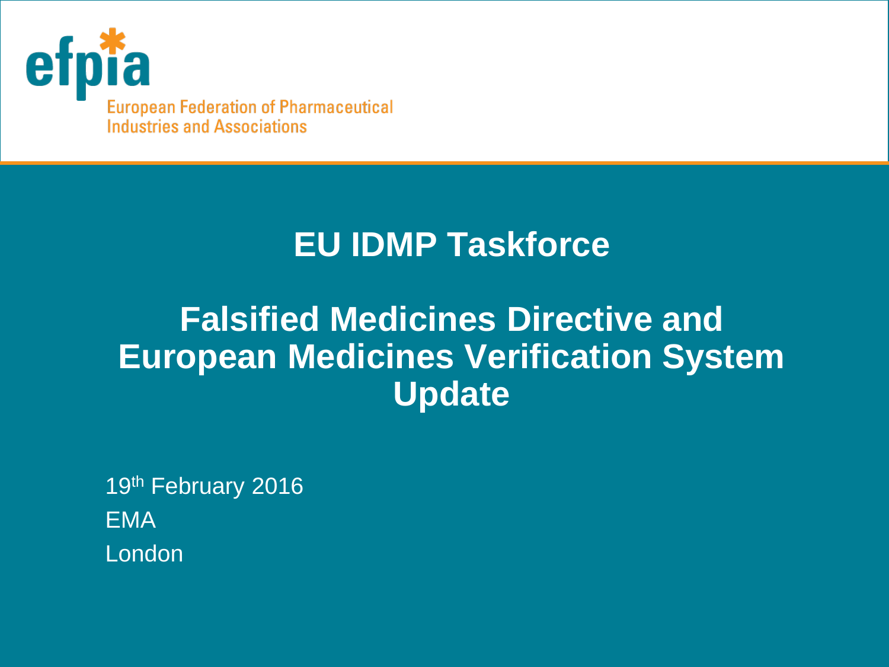efpia

European Federation of Pharmaceutical Industries and Associations

# EU IDMP Taskforce

# Falsified Medicines Directive and European Medicines Verification System Update

19th February 2016

EMA

London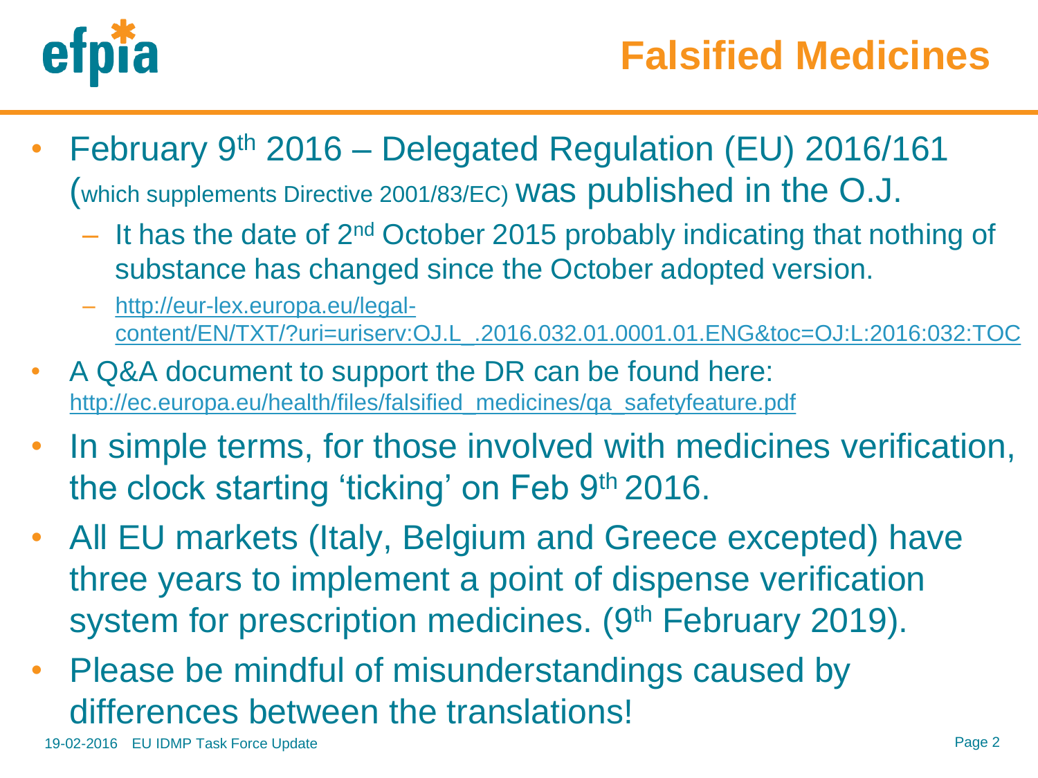# Falsified Medicines

- February 9th 2016 – Delegated Regulation (EU) 2016/161 (which supplements Directive 2001/83/EC) was published in the O.J.
  - It has the date of 2nd October 2015 probably indicating that nothing of substance has changed since the October adopted version.
  - http://eur-lex.europa.eu/legal-content/EN/TXT/?uri=uriserv:OJ.L_.2016.032.01.0001.01.ENG&toc=OJ:L:2016:032:TOC
- A Q&A document to support the DR can be found here: http://ec.europa.eu/health/files/falsified_medicines/qa_safetyfeature.pdf
- In simple terms, for those involved with medicines verification, the clock starting 'ticking' on Feb 9th 2016.
- All EU markets (Italy, Belgium and Greece excepted) have three years to implement a point of dispense verification system for prescription medicines. (9th February 2019).
- Please be mindful of misunderstandings caused by differences between the translations!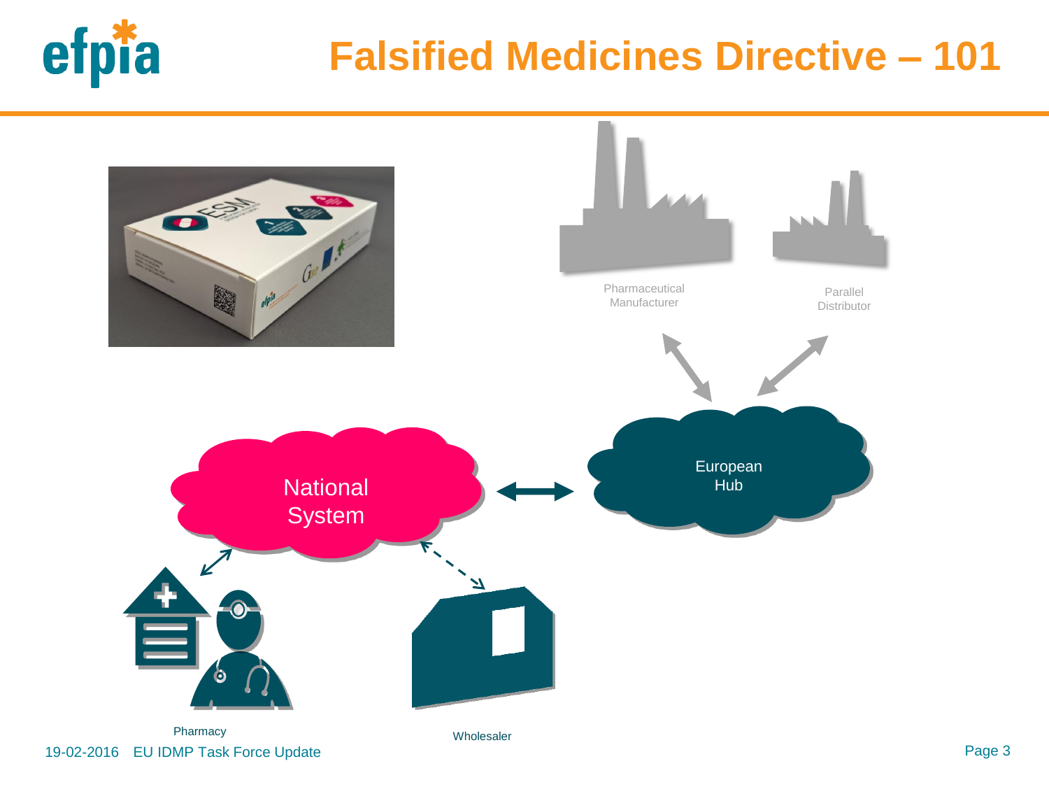# Falsified Medicines Directive – 101

Pharmaceutical Manufacturer

Parallel Distributor

European Hub

National System

Pharmacy

Wholesaler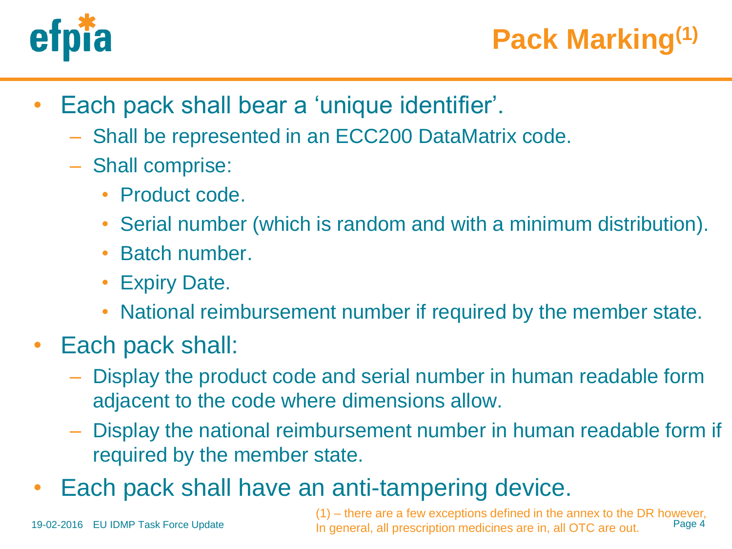# Pack Marking[1]

- Each pack shall bear a ‘unique identifier’.
  - Shall be represented in an ECC200 DataMatrix code.
  - Shall comprise:
    - Product code.
    - Serial number (which is random and with a minimum distribution).
    - Batch number.
    - Expiry Date.
    - National reimbursement number if required by the member state.
- Each pack shall:
  - Display the product code and serial number in human readable form adjacent to the code where dimensions allow.
  - Display the national reimbursement number in human readable form if required by the member state.
- Each pack shall have an anti-tampering device.

(1) – there are a few exceptions defined in the annex to the DR however, In general, all prescription medicines are in, all OTC are out.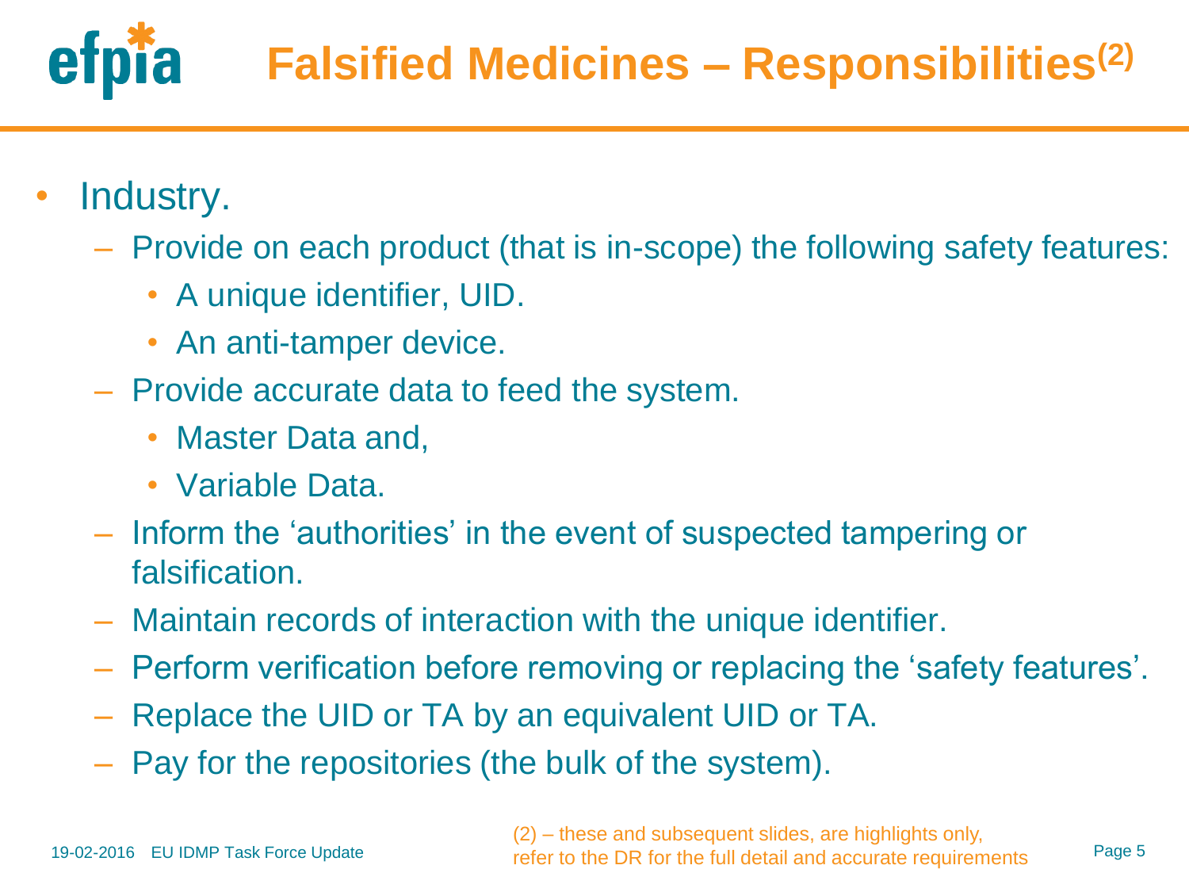# Falsified Medicines – Responsibilities[2]

- Industry.
  - Provide on each product (that is in-scope) the following safety features:
    - A unique identifier, UID.
    - An anti-tamper device.
  - Provide accurate data to feed the system.
    - Master Data and,
    - Variable Data.
  - Inform the 'authorities' in the event of suspected tampering or falsification.
  - Maintain records of interaction with the unique identifier.
  - Perform verification before removing or replacing the 'safety features'.
  - Replace the UID or TA by an equivalent UID or TA.
  - Pay for the repositories (the bulk of the system).

(2) – these and subsequent slides, are highlights only, refer to the DR for the full detail and accurate requirements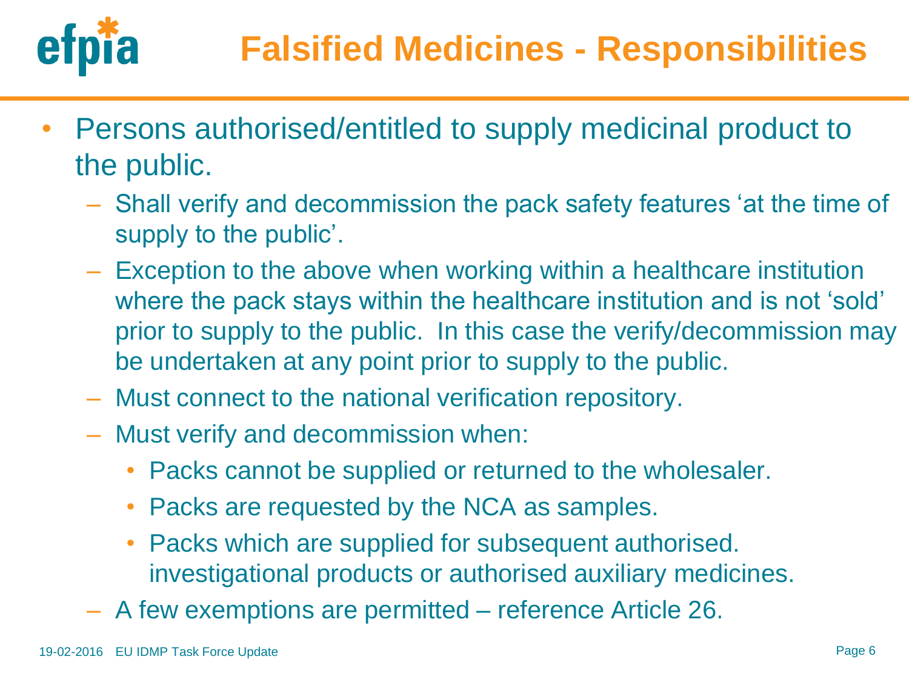# Falsified Medicines - Responsibilities

- Persons authorised/entitled to supply medicinal product to the public.
  - Shall verify and decommission the pack safety features 'at the time of supply to the public'.
  - Exception to the above when working within a healthcare institution where the pack stays within the healthcare institution and is not 'sold' prior to supply to the public. In this case the verify/decommission may be undertaken at any point prior to supply to the public.
  - Must connect to the national verification repository.
  - Must verify and decommission when:
    - Packs cannot be supplied or returned to the wholesaler.
    - Packs are requested by the NCA as samples.
    - Packs which are supplied for subsequent authorised. investigational products or authorised auxiliary medicines.
  - A few exemptions are permitted – reference Article 26.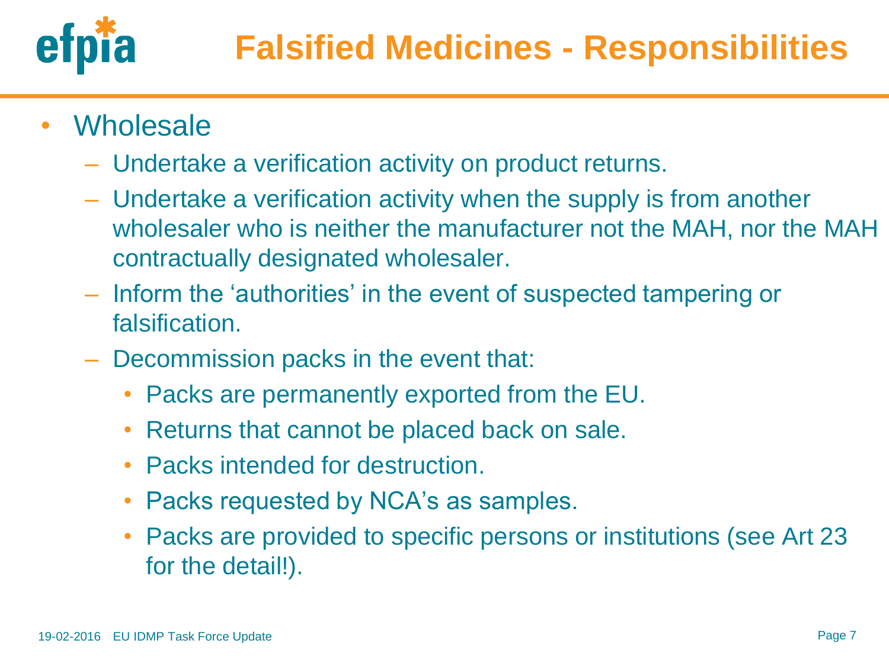# Falsified Medicines - Responsibilities

- Wholesale
  - Undertake a verification activity on product returns.
  - Undertake a verification activity when the supply is from another wholesaler who is neither the manufacturer not the MAH, nor the MAH contractually designated wholesaler.
  - Inform the 'authorities' in the event of suspected tampering or falsification.
  - Decommission packs in the event that:
    - Packs are permanently exported from the EU.
    - Returns that cannot be placed back on sale.
    - Packs intended for destruction.
    - Packs requested by NCA's as samples.
    - Packs are provided to specific persons or institutions (see Art 23 for the detail!).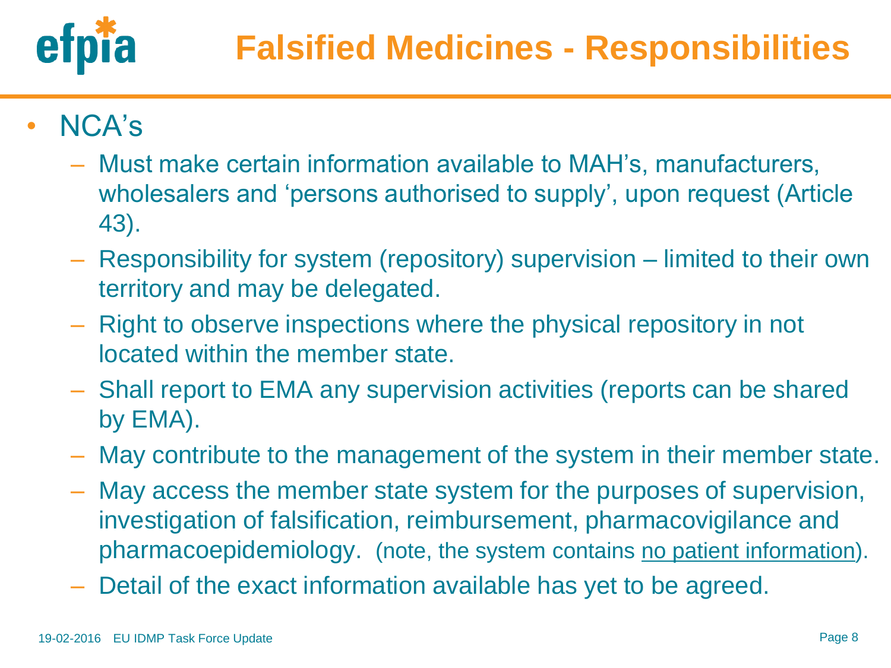# Falsified Medicines - Responsibilities

- NCA's
  - Must make certain information available to MAH's, manufacturers, wholesalers and 'persons authorised to supply', upon request (Article 43).
  - Responsibility for system (repository) supervision – limited to their own territory and may be delegated.
  - Right to observe inspections where the physical repository in not located within the member state.
  - Shall report to EMA any supervision activities (reports can be shared by EMA).
  - May contribute to the management of the system in their member state.
  - May access the member state system for the purposes of supervision, investigation of falsification, reimbursement, pharmacovigilance and pharmacoepidemiology. (note, the system contains <u>no patient information</u>).
  - Detail of the exact information available has yet to be agreed.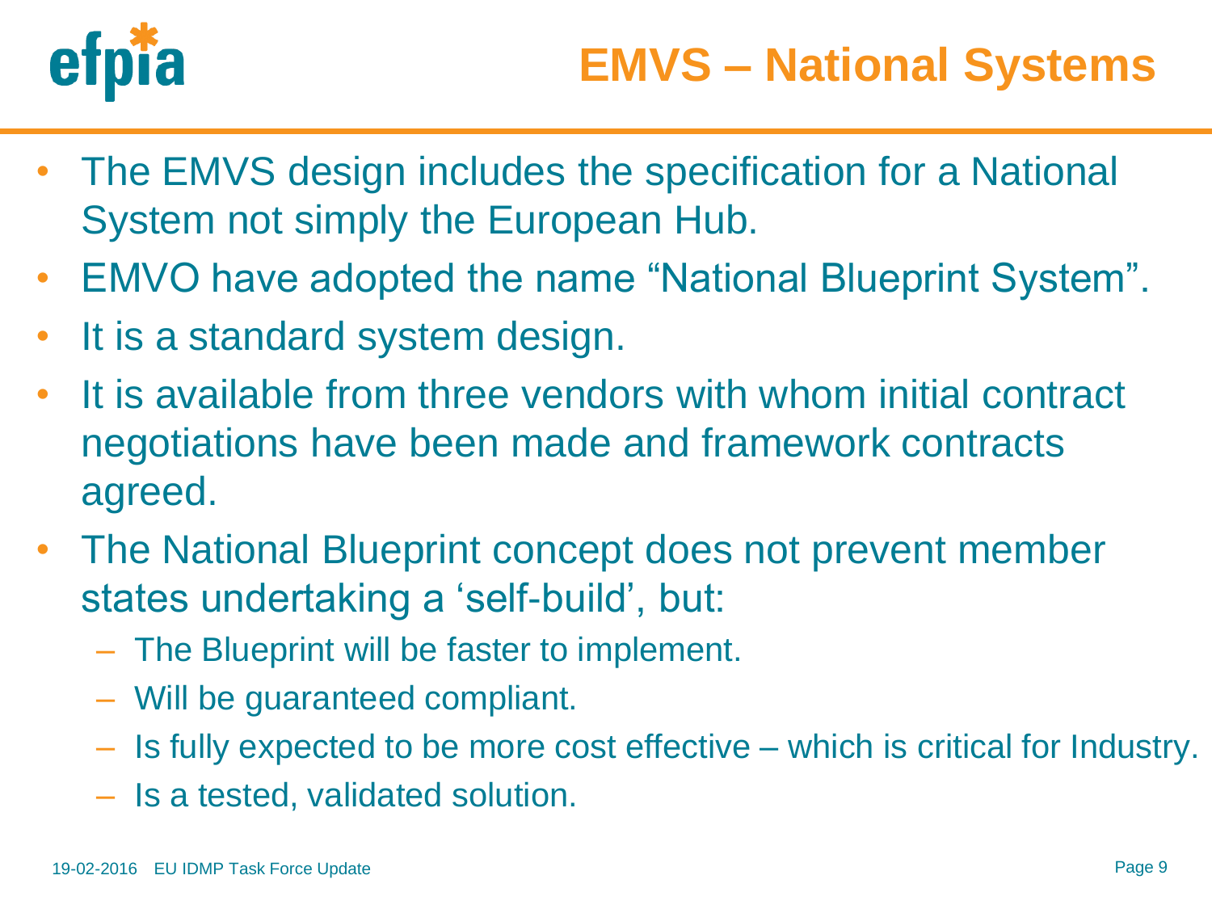# EMVS – National Systems

- The EMVS design includes the specification for a National System not simply the European Hub.
- EMVO have adopted the name “National Blueprint System”.
- It is a standard system design.
- It is available from three vendors with whom initial contract negotiations have been made and framework contracts agreed.
- The National Blueprint concept does not prevent member states undertaking a ‘self-build’, but:
  - The Blueprint will be faster to implement.
  - Will be guaranteed compliant.
  - Is fully expected to be more cost effective – which is critical for Industry.
  - Is a tested, validated solution.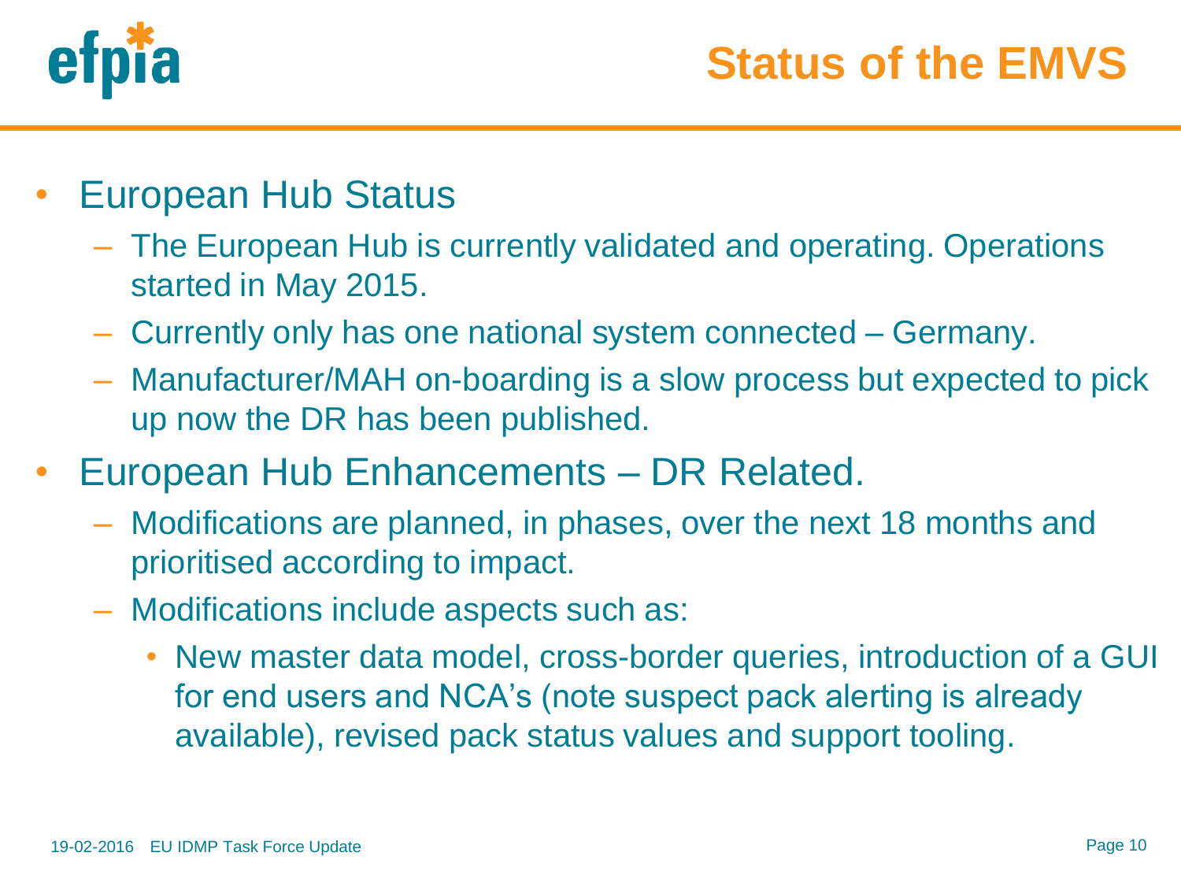# Status of the EMVS

- European Hub Status
  - The European Hub is currently validated and operating. Operations started in May 2015.
  - Currently only has one national system connected – Germany.
  - Manufacturer/MAH on-boarding is a slow process but expected to pick up now the DR has been published.
- European Hub Enhancements – DR Related.
  - Modifications are planned, in phases, over the next 18 months and prioritised according to impact.
  - Modifications include aspects such as:
    - New master data model, cross-border queries, introduction of a GUI for end users and NCA's (note suspect pack alerting is already available), revised pack status values and support tooling.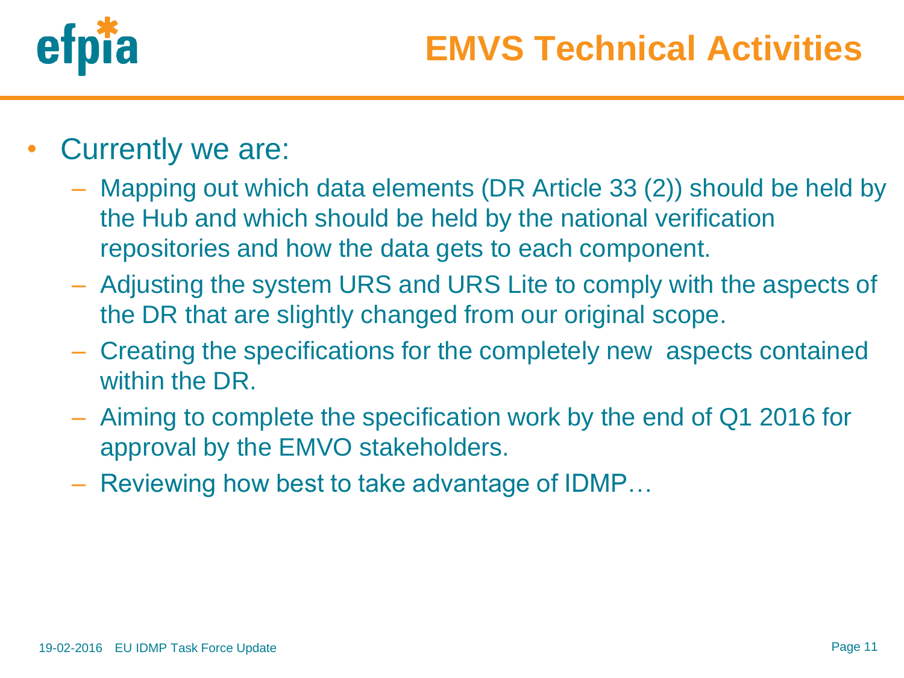# EMVS Technical Activities

- Currently we are:
  - Mapping out which data elements (DR Article 33 (2)) should be held by the Hub and which should be held by the national verification repositories and how the data gets to each component.
  - Adjusting the system URS and URS Lite to comply with the aspects of the DR that are slightly changed from our original scope.
  - Creating the specifications for the completely new aspects contained within the DR.
  - Aiming to complete the specification work by the end of Q1 2016 for approval by the EMVO stakeholders.
  - Reviewing how best to take advantage of IDMP…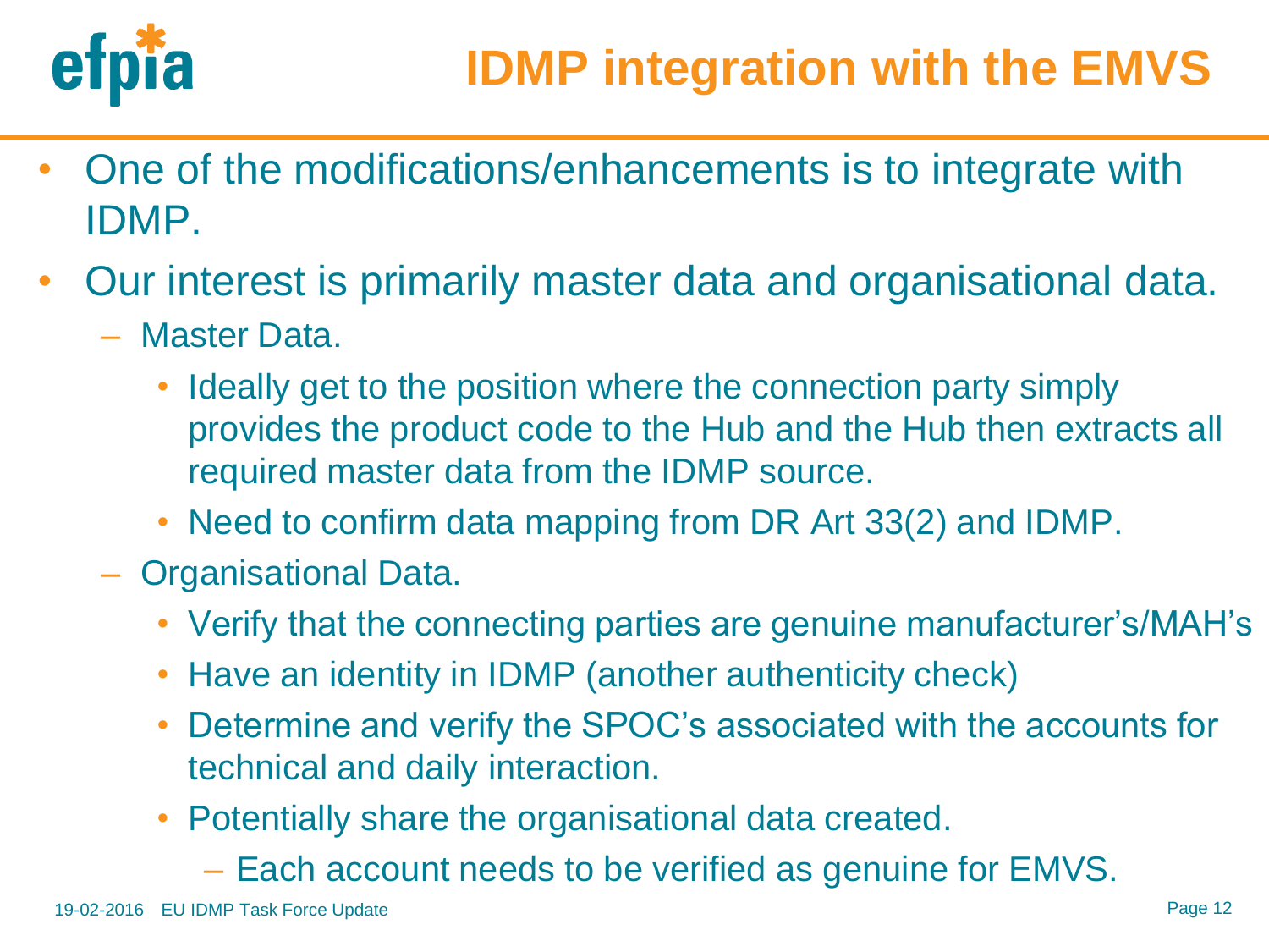# IDMP integration with the EMVS

- One of the modifications/enhancements is to integrate with IDMP.
- Our interest is primarily master data and organisational data.
  - Master Data.
    - Ideally get to the position where the connection party simply provides the product code to the Hub and the Hub then extracts all required master data from the IDMP source.
    - Need to confirm data mapping from DR Art 33(2) and IDMP.
  - Organisational Data.
    - Verify that the connecting parties are genuine manufacturer's/MAH's
    - Have an identity in IDMP (another authenticity check)
    - Determine and verify the SPOC's associated with the accounts for technical and daily interaction.
    - Potentially share the organisational data created.
      - Each account needs to be verified as genuine for EMVS.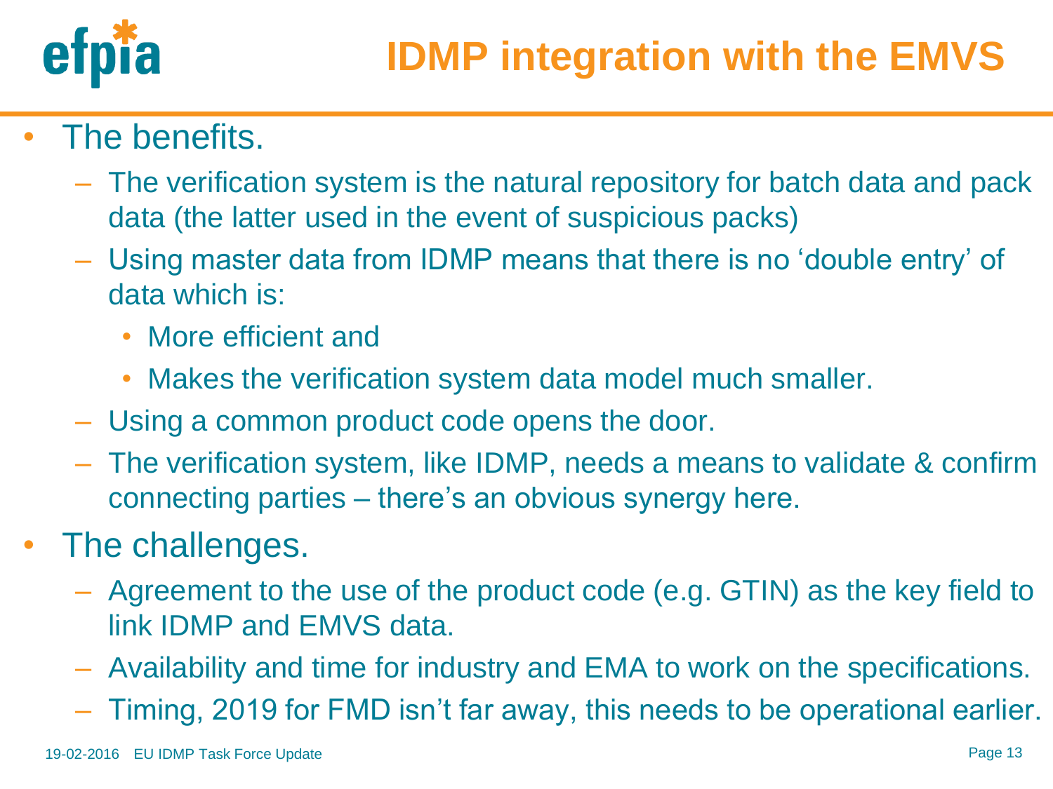# IDMP integration with the EMVS

- The benefits.
  - The verification system is the natural repository for batch data and pack data (the latter used in the event of suspicious packs)
  - Using master data from IDMP means that there is no 'double entry' of data which is:
    - More efficient and
    - Makes the verification system data model much smaller.
  - Using a common product code opens the door.
  - The verification system, like IDMP, needs a means to validate & confirm connecting parties – there's an obvious synergy here.
- The challenges.
  - Agreement to the use of the product code (e.g. GTIN) as the key field to link IDMP and EMVS data.
  - Availability and time for industry and EMA to work on the specifications.
  - Timing, 2019 for FMD isn't far away, this needs to be operational earlier.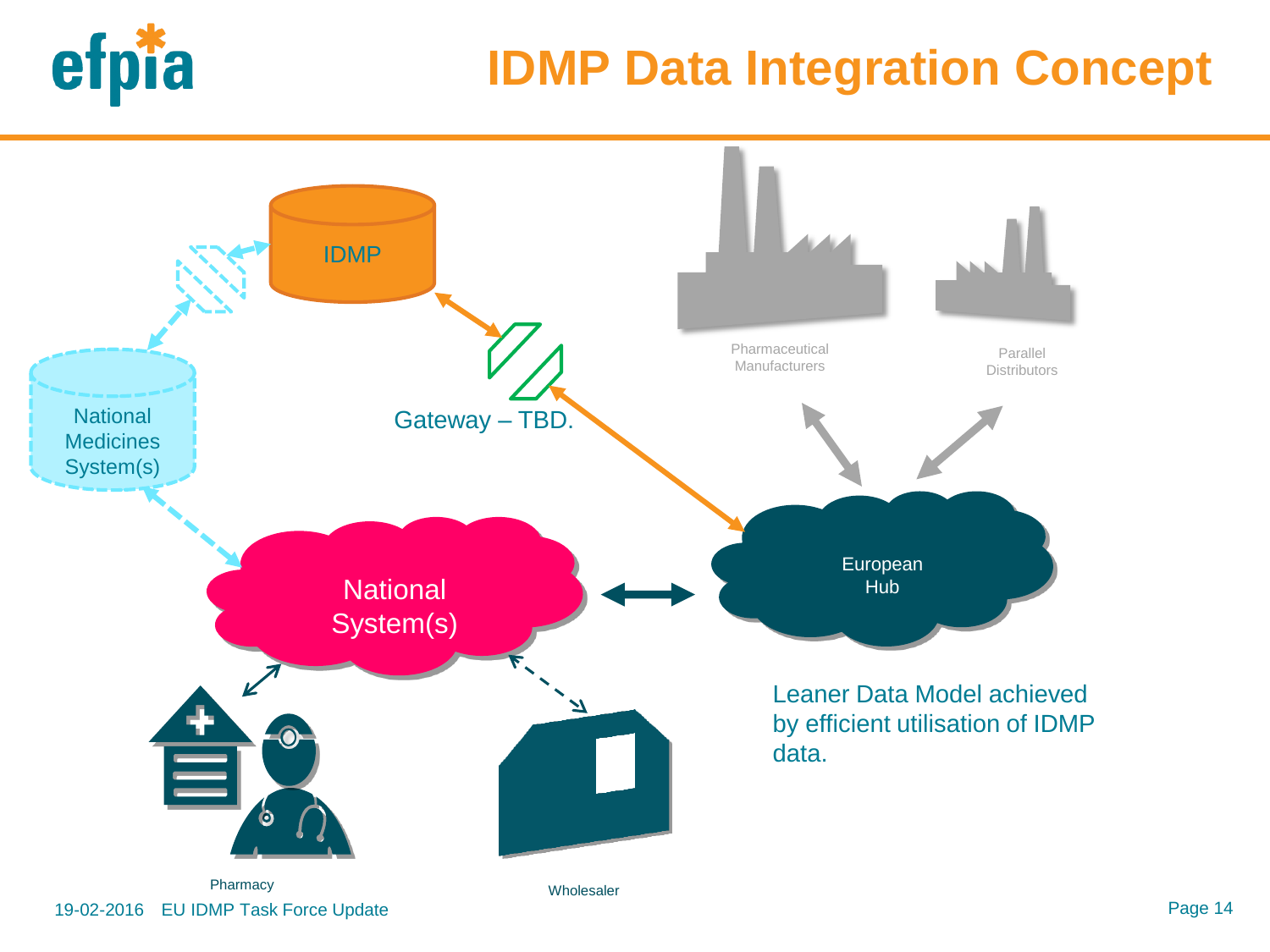# IDMP Data Integration Concept

IDMP

National Medicines System(s)

Gateway – TBD.

Pharmaceutical Manufacturers

Parallel Distributors

National System(s)

European Hub

Leaner Data Model achieved by efficient utilisation of IDMP data.

Pharmacy

Wholesaler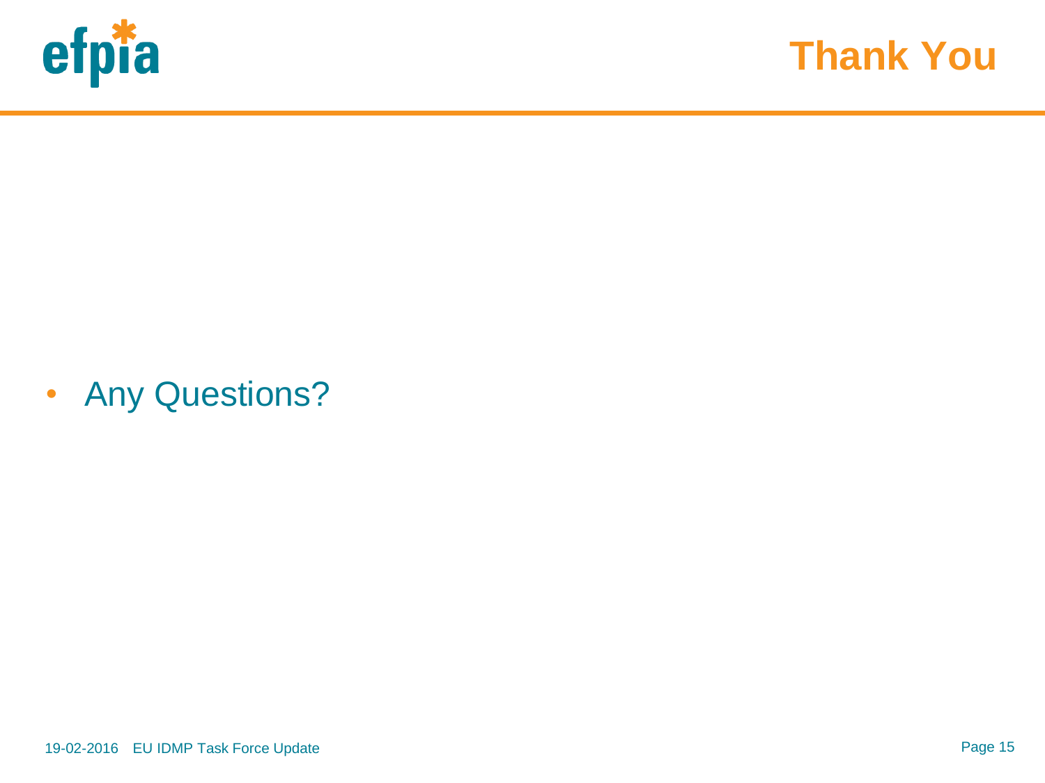# Thank You

- Any Questions?